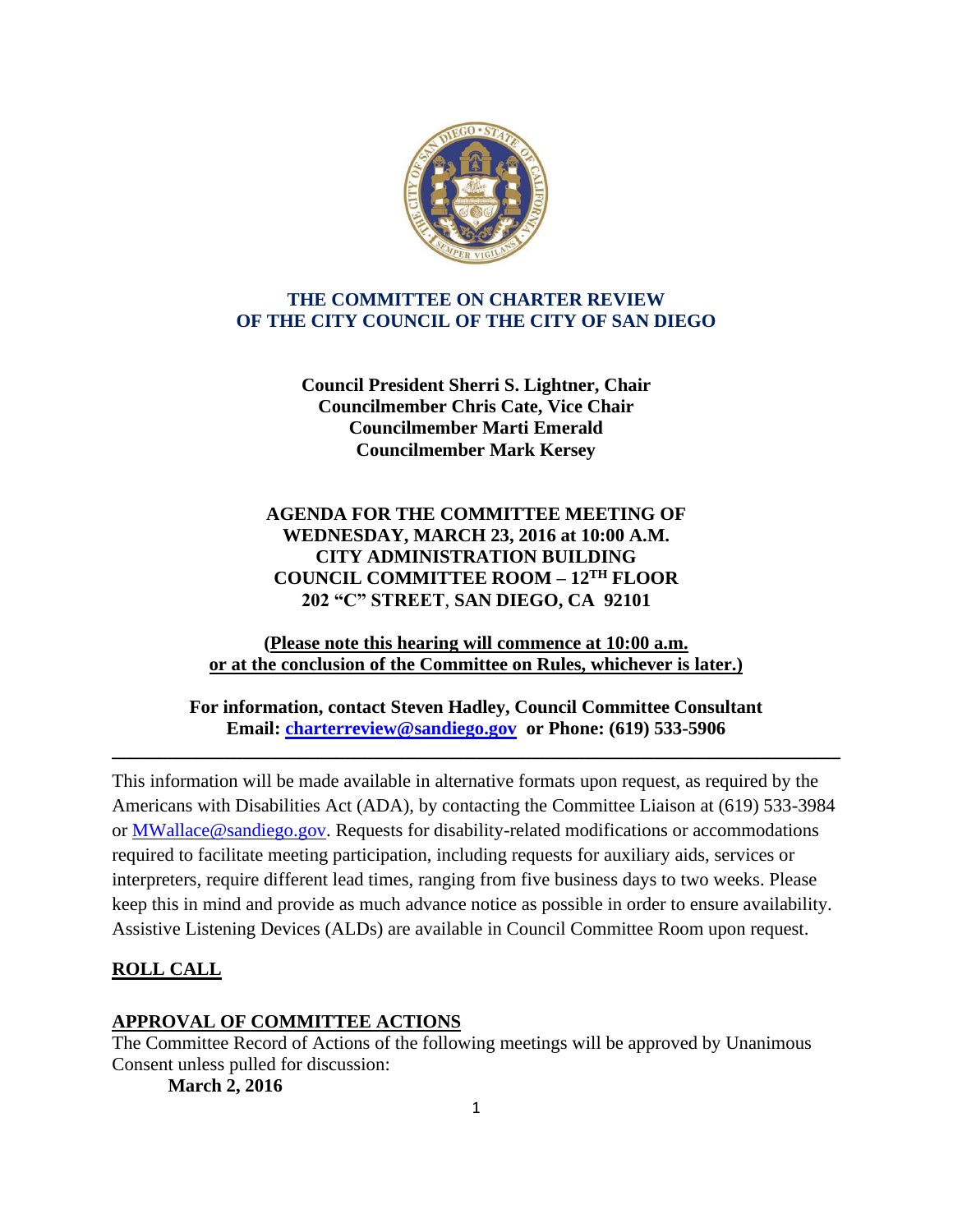**THE COMMITTEE ON CHARTER REVIEW**
**OF THE CITY COUNCIL OF THE CITY OF SAN DIEGO**

**Council President Sherri S. Lightner, Chair**
**Councilmember Chris Cate, Vice Chair**
**Councilmember Marti Emerald**
**Councilmember Mark Kersey**

**AGENDA FOR THE COMMITTEE MEETING OF**
**WEDNESDAY, MARCH 23, 2016 at 10:00 A.M.**
**CITY ADMINISTRATION BUILDING**
**COUNCIL COMMITTEE ROOM – 12TH FLOOR**
**202 "C" STREET, SAN DIEGO, CA 92101**

**(Please note this hearing will commence at 10:00 a.m. or at the conclusion of the Committee on Rules, whichever is later.)**

**For information, contact Steven Hadley, Council Committee Consultant**
**Email: charterreview@sandiego.gov or Phone: (619) 533-5906**

---

This information will be made available in alternative formats upon request, as required by the Americans with Disabilities Act (ADA), by contacting the Committee Liaison at (619) 533-3984 or MWallace@sandiego.gov. Requests for disability-related modifications or accommodations required to facilitate meeting participation, including requests for auxiliary aids, services or interpreters, require different lead times, ranging from five business days to two weeks. Please keep this in mind and provide as much advance notice as possible in order to ensure availability. Assistive Listening Devices (ALDs) are available in Council Committee Room upon request.

## ROLL CALL

## APPROVAL OF COMMITTEE ACTIONS

The Committee Record of Actions of the following meetings will be approved by Unanimous Consent unless pulled for discussion:

**March 2, 2016**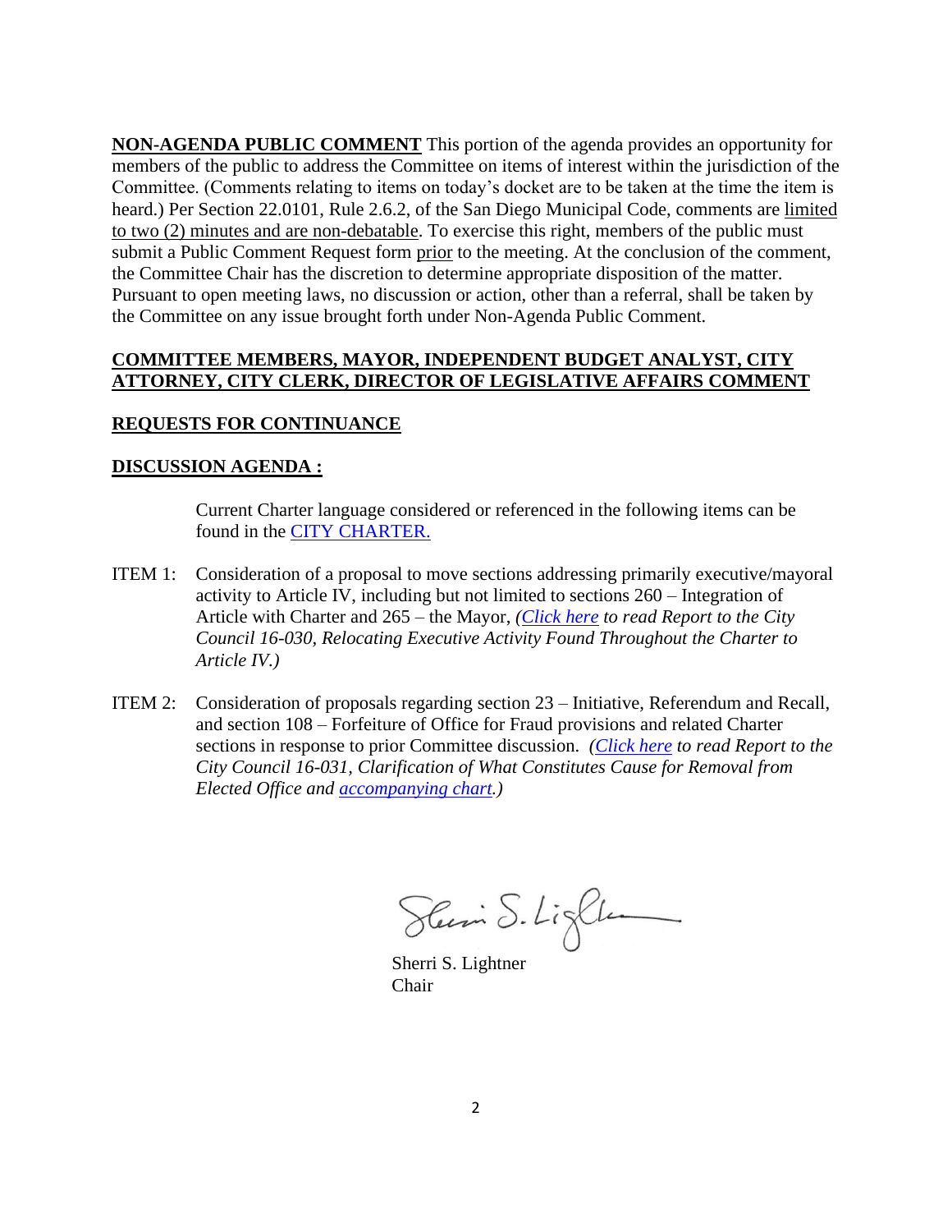**NON-AGENDA PUBLIC COMMENT** This portion of the agenda provides an opportunity for members of the public to address the Committee on items of interest within the jurisdiction of the Committee. (Comments relating to items on today's docket are to be taken at the time the item is heard.) Per Section 22.0101, Rule 2.6.2, of the San Diego Municipal Code, comments are limited to two (2) minutes and are non-debatable. To exercise this right, members of the public must submit a Public Comment Request form prior to the meeting. At the conclusion of the comment, the Committee Chair has the discretion to determine appropriate disposition of the matter. Pursuant to open meeting laws, no discussion or action, other than a referral, shall be taken by the Committee on any issue brought forth under Non-Agenda Public Comment.

**COMMITTEE MEMBERS, MAYOR, INDEPENDENT BUDGET ANALYST, CITY ATTORNEY, CITY CLERK, DIRECTOR OF LEGISLATIVE AFFAIRS COMMENT**

**REQUESTS FOR CONTINUANCE**

**DISCUSSION AGENDA :**

Current Charter language considered or referenced in the following items can be found in the CITY CHARTER.

ITEM 1: Consideration of a proposal to move sections addressing primarily executive/mayoral activity to Article IV, including but not limited to sections 260 – Integration of Article with Charter and 265 – the Mayor, *(Click here to read Report to the City Council 16-030, Relocating Executive Activity Found Throughout the Charter to Article IV.)*

ITEM 2: Consideration of proposals regarding section 23 – Initiative, Referendum and Recall, and section 108 – Forfeiture of Office for Fraud provisions and related Charter sections in response to prior Committee discussion. *(Click here to read Report to the City Council 16-031, Clarification of What Constitutes Cause for Removal from Elected Office and accompanying chart.)*

Sherri S. Lightner
Chair